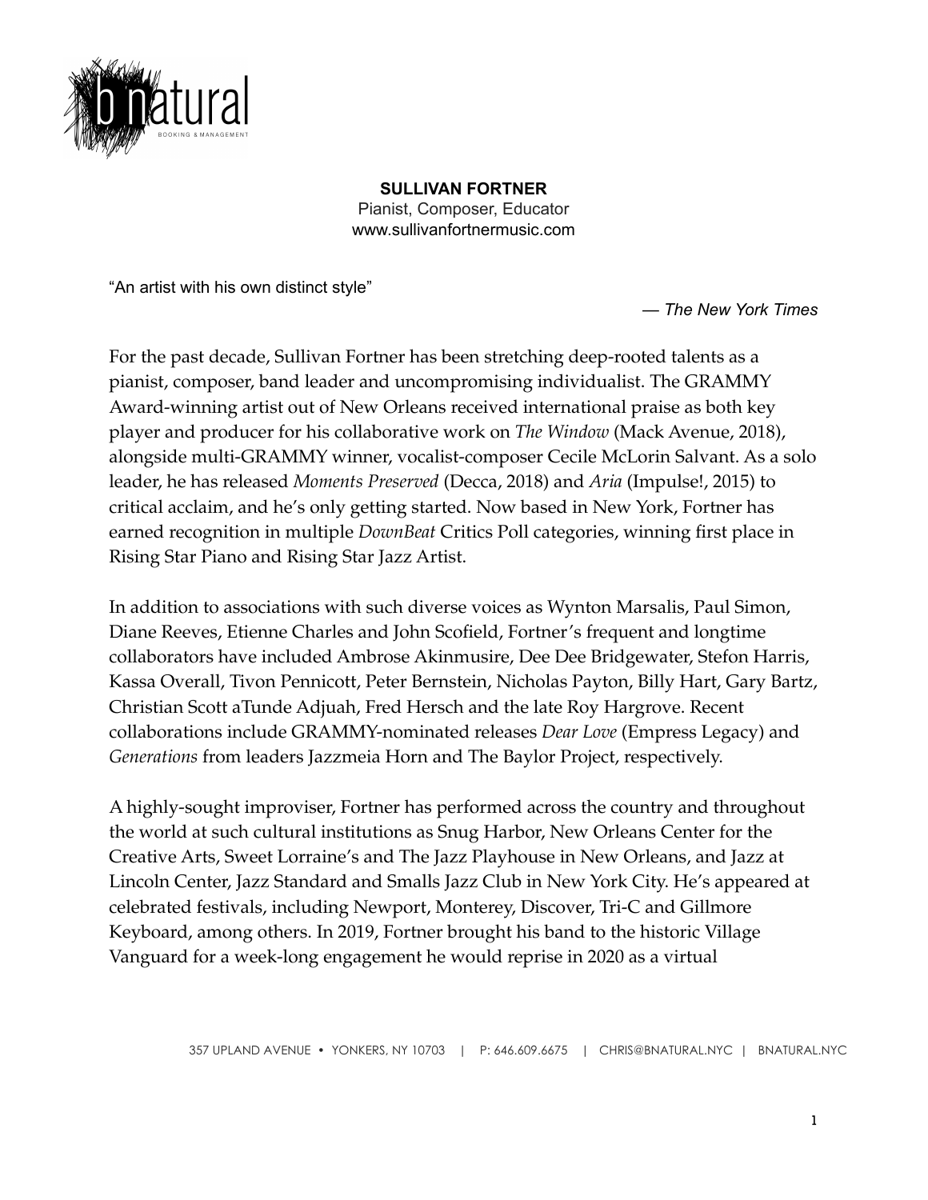**SULLIVAN FORTNER**
Pianist, Composer, Educator
www.sullivanfortnermusic.com

"An artist with his own distinct style"

— *The New York Times*

For the past decade, Sullivan Fortner has been stretching deep-rooted talents as a pianist, composer, band leader and uncompromising individualist. The GRAMMY Award-winning artist out of New Orleans received international praise as both key player and producer for his collaborative work on *The Window* (Mack Avenue, 2018), alongside multi-GRAMMY winner, vocalist-composer Cecile McLorin Salvant. As a solo leader, he has released *Moments Preserved* (Decca, 2018) and *Aria* (Impulse!, 2015) to critical acclaim, and he's only getting started. Now based in New York, Fortner has earned recognition in multiple *DownBeat* Critics Poll categories, winning first place in Rising Star Piano and Rising Star Jazz Artist.

In addition to associations with such diverse voices as Wynton Marsalis, Paul Simon, Diane Reeves, Etienne Charles and John Scofield, Fortner's frequent and longtime collaborators have included Ambrose Akinmusire, Dee Dee Bridgewater, Stefon Harris, Kassa Overall, Tivon Pennicott, Peter Bernstein, Nicholas Payton, Billy Hart, Gary Bartz, Christian Scott aTunde Adjuah, Fred Hersch and the late Roy Hargrove. Recent collaborations include GRAMMY-nominated releases *Dear Love* (Empress Legacy) and *Generations* from leaders Jazzmeia Horn and The Baylor Project, respectively.

A highly-sought improviser, Fortner has performed across the country and throughout the world at such cultural institutions as Snug Harbor, New Orleans Center for the Creative Arts, Sweet Lorraine's and The Jazz Playhouse in New Orleans, and Jazz at Lincoln Center, Jazz Standard and Smalls Jazz Club in New York City. He's appeared at celebrated festivals, including Newport, Monterey, Discover, Tri-C and Gillmore Keyboard, among others. In 2019, Fortner brought his band to the historic Village Vanguard for a week-long engagement he would reprise in 2020 as a virtual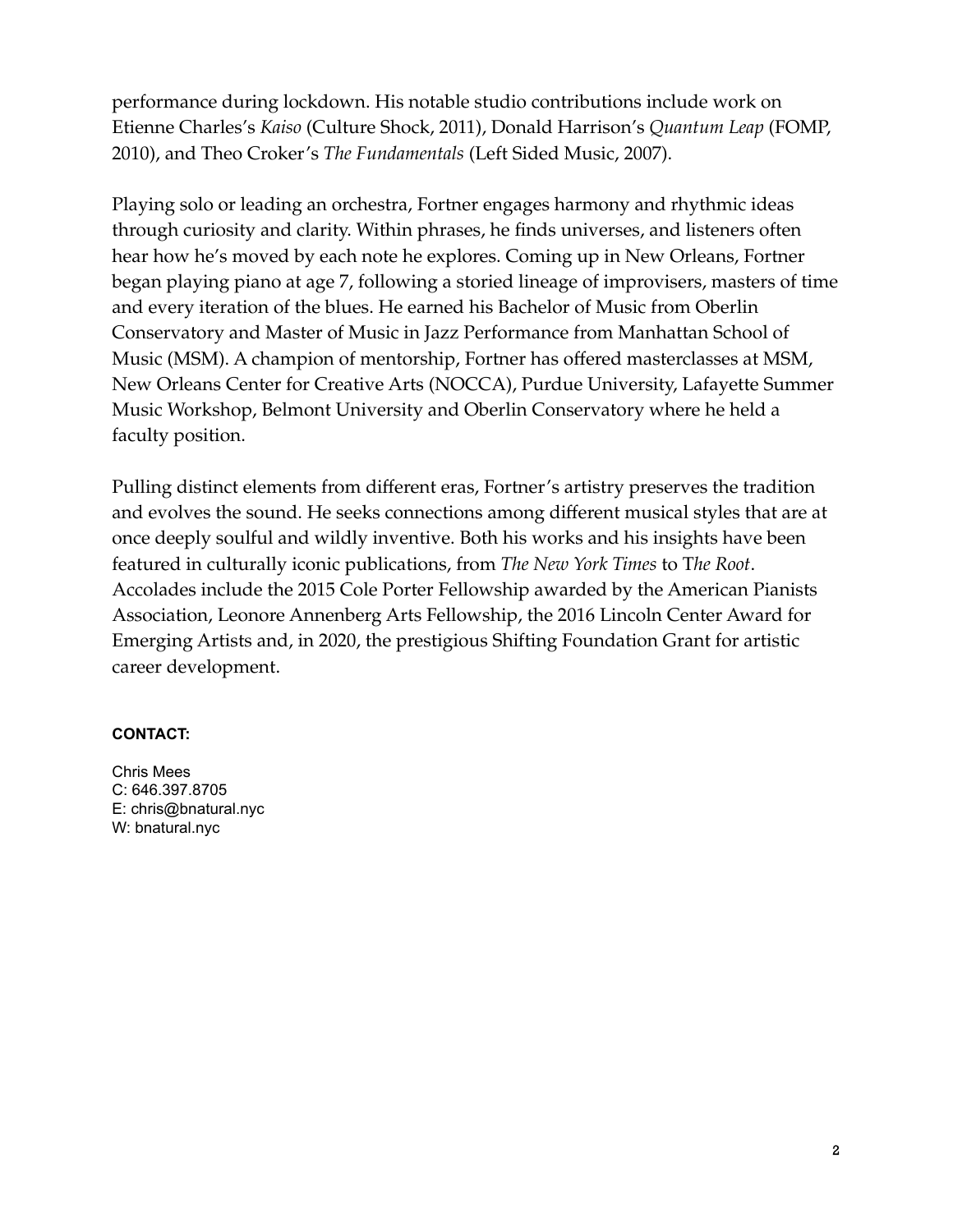performance during lockdown. His notable studio contributions include work on Etienne Charles's *Kaiso* (Culture Shock, 2011), Donald Harrison's *Quantum Leap* (FOMP, 2010), and Theo Croker's *The Fundamentals* (Left Sided Music, 2007).

Playing solo or leading an orchestra, Fortner engages harmony and rhythmic ideas through curiosity and clarity. Within phrases, he finds universes, and listeners often hear how he's moved by each note he explores. Coming up in New Orleans, Fortner began playing piano at age 7, following a storied lineage of improvisers, masters of time and every iteration of the blues. He earned his Bachelor of Music from Oberlin Conservatory and Master of Music in Jazz Performance from Manhattan School of Music (MSM). A champion of mentorship, Fortner has offered masterclasses at MSM, New Orleans Center for Creative Arts (NOCCA), Purdue University, Lafayette Summer Music Workshop, Belmont University and Oberlin Conservatory where he held a faculty position.

Pulling distinct elements from different eras, Fortner's artistry preserves the tradition and evolves the sound. He seeks connections among different musical styles that are at once deeply soulful and wildly inventive. Both his works and his insights have been featured in culturally iconic publications, from *The New York Times* to T*he Root*. Accolades include the 2015 Cole Porter Fellowship awarded by the American Pianists Association, Leonore Annenberg Arts Fellowship, the 2016 Lincoln Center Award for Emerging Artists and, in 2020, the prestigious Shifting Foundation Grant for artistic career development.

**CONTACT:**

Chris Mees
C: 646.397.8705
E: chris@bnatural.nyc
W: bnatural.nyc